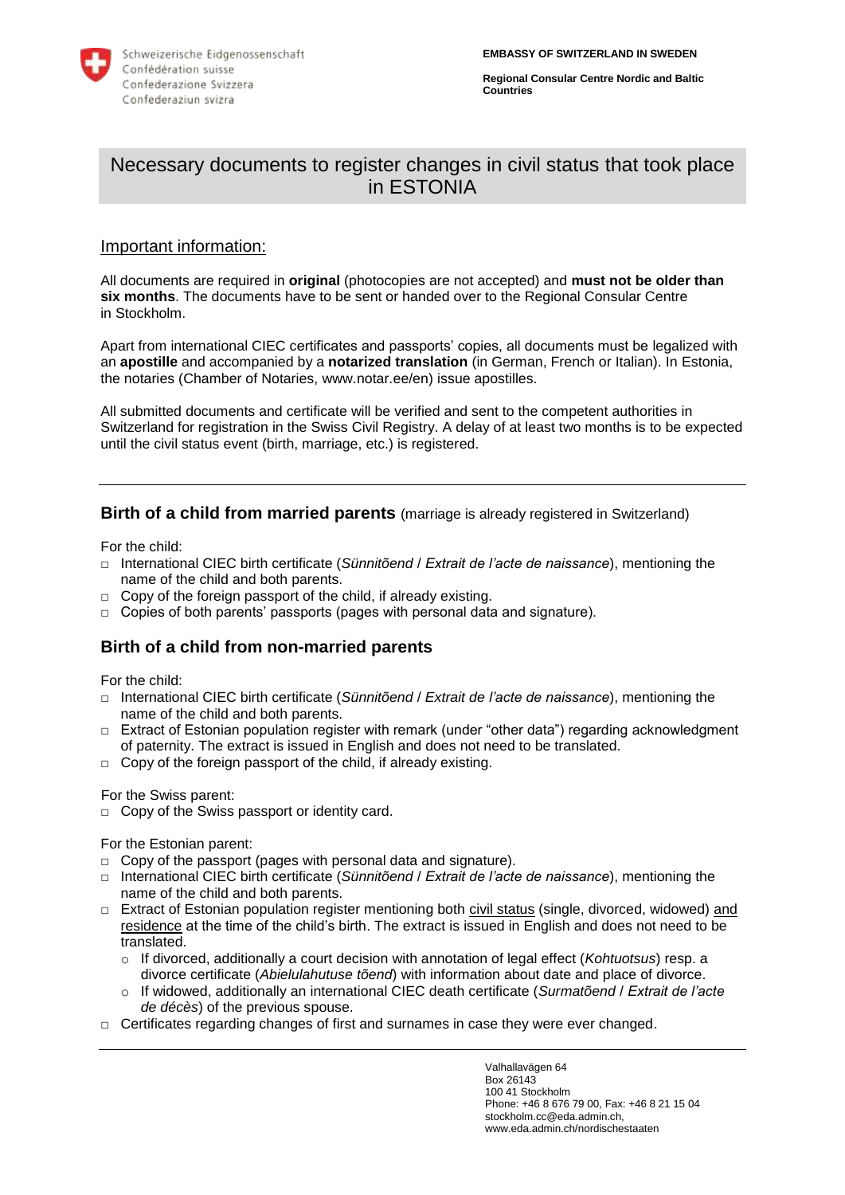Schweizerische Eidgenossenschaft
Confédération suisse
Confederazione Svizzera
Confederaziun svizra

**EMBASSY OF SWITZERLAND IN SWEDEN**

**Regional Consular Centre Nordic and Baltic Countries**

# Necessary documents to register changes in civil status that took place in ESTONIA

## Important information:

All documents are required in **original** (photocopies are not accepted) and **must not be older than six months**. The documents have to be sent or handed over to the Regional Consular Centre in Stockholm.

Apart from international CIEC certificates and passports' copies, all documents must be legalized with an **apostille** and accompanied by a **notarized translation** (in German, French or Italian). In Estonia, the notaries (Chamber of Notaries, www.notar.ee/en) issue apostilles.

All submitted documents and certificate will be verified and sent to the competent authorities in Switzerland for registration in the Swiss Civil Registry. A delay of at least two months is to be expected until the civil status event (birth, marriage, etc.) is registered.

---

## Birth of a child from married parents (marriage is already registered in Switzerland)

For the child:

- International CIEC birth certificate (*Sünnitõend* / *Extrait de l'acte de naissance*), mentioning the name of the child and both parents.
- Copy of the foreign passport of the child, if already existing.
- Copies of both parents' passports (pages with personal data and signature).

## Birth of a child from non-married parents

For the child:

- International CIEC birth certificate (*Sünnitõend* / *Extrait de l'acte de naissance*), mentioning the name of the child and both parents.
- Extract of Estonian population register with remark (under "other data") regarding acknowledgment of paternity. The extract is issued in English and does not need to be translated.
- Copy of the foreign passport of the child, if already existing.

For the Swiss parent:

- Copy of the Swiss passport or identity card.

For the Estonian parent:

- Copy of the passport (pages with personal data and signature).
- International CIEC birth certificate (*Sünnitõend* / *Extrait de l'acte de naissance*), mentioning the name of the child and both parents.
- Extract of Estonian population register mentioning both civil status (single, divorced, widowed) and residence at the time of the child's birth. The extract is issued in English and does not need to be translated.
  - If divorced, additionally a court decision with annotation of legal effect (*Kohtuotsus*) resp. a divorce certificate (*Abielulahutuse tõend*) with information about date and place of divorce.
  - If widowed, additionally an international CIEC death certificate (*Surmatõend* / *Extrait de l'acte de décès*) of the previous spouse.
- Certificates regarding changes of first and surnames in case they were ever changed.

---

Valhallavägen 64
Box 26143
100 41 Stockholm
Phone: +46 8 676 79 00, Fax: +46 8 21 15 04
stockholm.cc@eda.admin.ch,
www.eda.admin.ch/nordischestaaten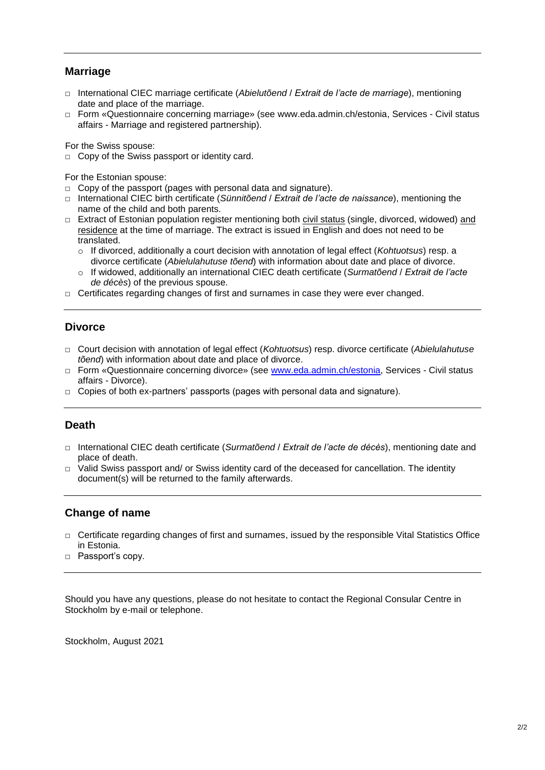## Marriage

- International CIEC marriage certificate (*Abielutõend* / *Extrait de l'acte de marriage*), mentioning date and place of the marriage.
- Form «Questionnaire concerning marriage» (see www.eda.admin.ch/estonia, Services - Civil status affairs - Marriage and registered partnership).

For the Swiss spouse:

- Copy of the Swiss passport or identity card.

For the Estonian spouse:

- Copy of the passport (pages with personal data and signature).
- International CIEC birth certificate (*Sünnitõend* / *Extrait de l'acte de naissance*), mentioning the name of the child and both parents.
- Extract of Estonian population register mentioning both civil status (single, divorced, widowed) and residence at the time of marriage. The extract is issued in English and does not need to be translated.
  - If divorced, additionally a court decision with annotation of legal effect (*Kohtuotsus*) resp. a divorce certificate (*Abielulahutuse tõend*) with information about date and place of divorce.
  - If widowed, additionally an international CIEC death certificate (*Surmatõend* / *Extrait de l'acte de décès*) of the previous spouse.
- Certificates regarding changes of first and surnames in case they were ever changed.

## Divorce

- Court decision with annotation of legal effect (*Kohtuotsus*) resp. divorce certificate (*Abielulahutuse tõend*) with information about date and place of divorce.
- Form «Questionnaire concerning divorce» (see www.eda.admin.ch/estonia, Services - Civil status affairs - Divorce).
- Copies of both ex-partners' passports (pages with personal data and signature).

## Death

- International CIEC death certificate (*Surmatõend* / *Extrait de l'acte de décès*), mentioning date and place of death.
- Valid Swiss passport and/ or Swiss identity card of the deceased for cancellation. The identity document(s) will be returned to the family afterwards.

## Change of name

- Certificate regarding changes of first and surnames, issued by the responsible Vital Statistics Office in Estonia.
- Passport's copy.

Should you have any questions, please do not hesitate to contact the Regional Consular Centre in Stockholm by e-mail or telephone.

Stockholm, August 2021